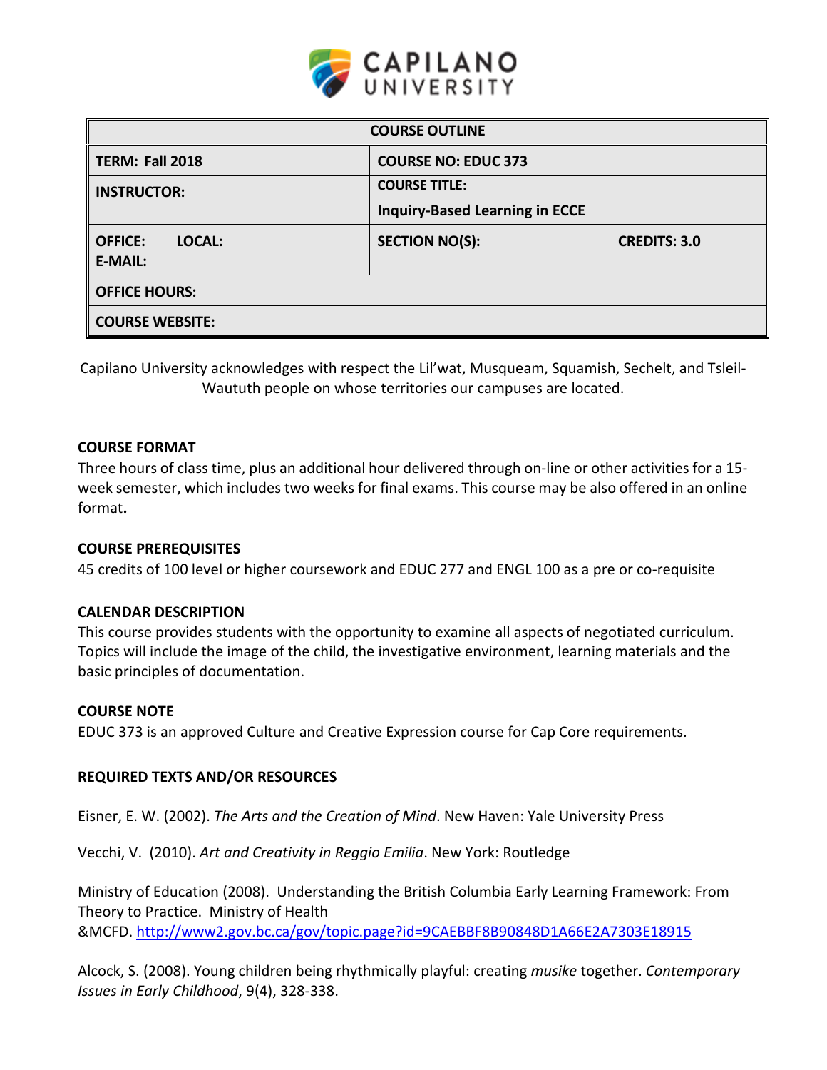# CAPILANO UNIVERSITY

| COURSE OUTLINE | | |
|---|---|---|
| **TERM: Fall 2018** | **COURSE NO: EDUC 373** | |
| **INSTRUCTOR:** | **COURSE TITLE:** **Inquiry-Based Learning in ECCE** | |
| **OFFICE: LOCAL:** **E-MAIL:** | **SECTION NO(S):** | **CREDITS: 3.0** |
| **OFFICE HOURS:** | | |
| **COURSE WEBSITE:** | | |

Capilano University acknowledges with respect the Lil'wat, Musqueam, Squamish, Sechelt, and Tsleil-Waututh people on whose territories our campuses are located.

### COURSE FORMAT

Three hours of class time, plus an additional hour delivered through on-line or other activities for a 15-week semester, which includes two weeks for final exams. This course may be also offered in an online format**.**

### COURSE PREREQUISITES

45 credits of 100 level or higher coursework and EDUC 277 and ENGL 100 as a pre or co-requisite

### CALENDAR DESCRIPTION

This course provides students with the opportunity to examine all aspects of negotiated curriculum. Topics will include the image of the child, the investigative environment, learning materials and the basic principles of documentation.

### COURSE NOTE

EDUC 373 is an approved Culture and Creative Expression course for Cap Core requirements.

### REQUIRED TEXTS AND/OR RESOURCES

Eisner, E. W. (2002). *The Arts and the Creation of Mind*. New Haven: Yale University Press

Vecchi, V. (2010). *Art and Creativity in Reggio Emilia*. New York: Routledge

Ministry of Education (2008). Understanding the British Columbia Early Learning Framework: From Theory to Practice. Ministry of Health &MCFD. [http://www2.gov.bc.ca/gov/topic.page?id=9CAEBBF8B90848D1A66E2A7303E18915](http://www2.gov.bc.ca/gov/topic.page?id=9CAEBBF8B90848D1A66E2A7303E18915)

Alcock, S. (2008). Young children being rhythmically playful: creating *musike* together. *Contemporary Issues in Early Childhood*, 9(4), 328-338.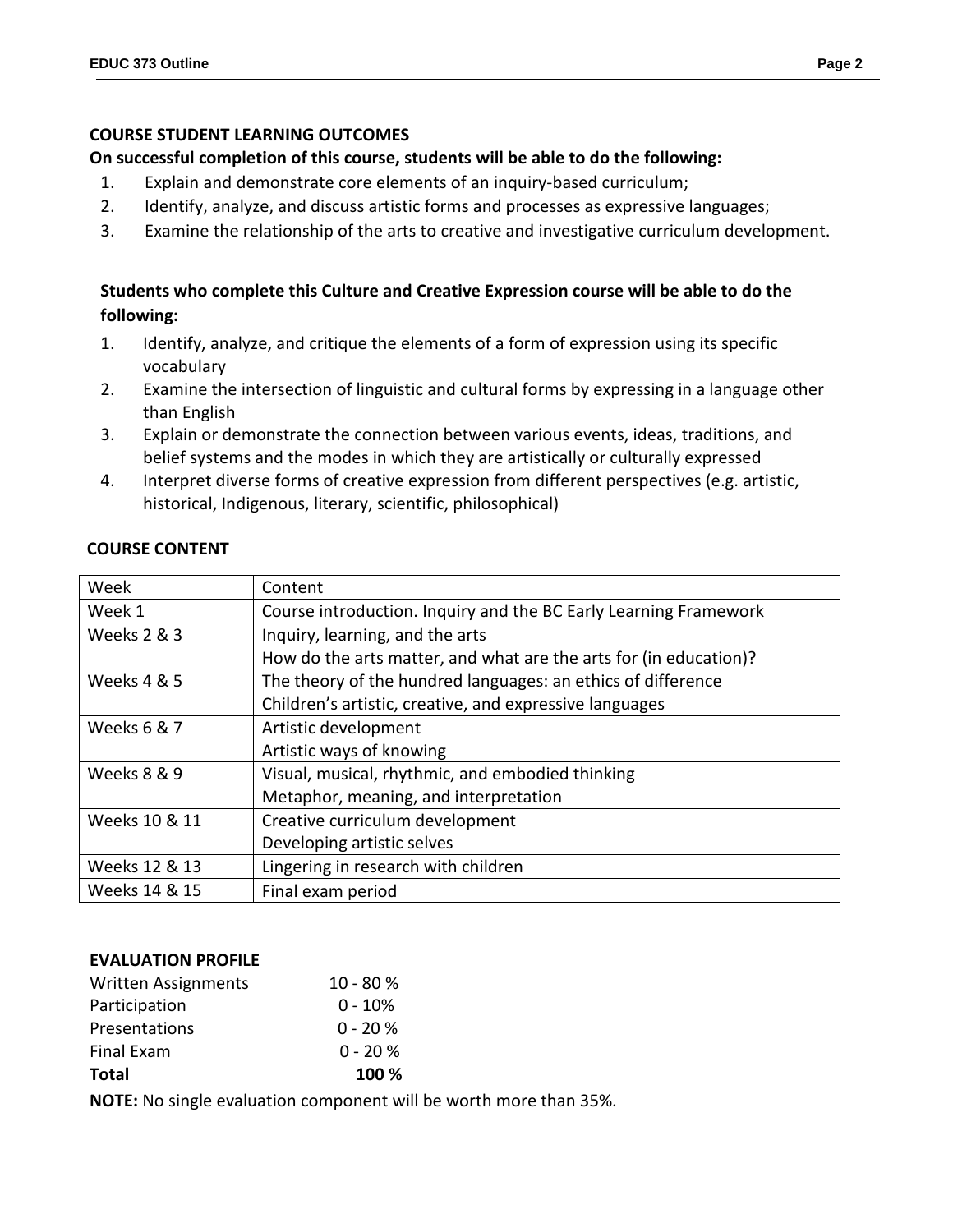## COURSE STUDENT LEARNING OUTCOMES

**On successful completion of this course, students will be able to do the following:**

1. Explain and demonstrate core elements of an inquiry-based curriculum;
2. Identify, analyze, and discuss artistic forms and processes as expressive languages;
3. Examine the relationship of the arts to creative and investigative curriculum development.

**Students who complete this Culture and Creative Expression course will be able to do the following:**

1. Identify, analyze, and critique the elements of a form of expression using its specific vocabulary
2. Examine the intersection of linguistic and cultural forms by expressing in a language other than English
3. Explain or demonstrate the connection between various events, ideas, traditions, and belief systems and the modes in which they are artistically or culturally expressed
4. Interpret diverse forms of creative expression from different perspectives (e.g. artistic, historical, Indigenous, literary, scientific, philosophical)

## COURSE CONTENT

| Week | Content |
|---|---|
| Week 1 | Course introduction. Inquiry and the BC Early Learning Framework |
| Weeks 2 & 3 | Inquiry, learning, and the arts<br>How do the arts matter, and what are the arts for (in education)? |
| Weeks 4 & 5 | The theory of the hundred languages: an ethics of difference<br>Children's artistic, creative, and expressive languages |
| Weeks 6 & 7 | Artistic development<br>Artistic ways of knowing |
| Weeks 8 & 9 | Visual, musical, rhythmic, and embodied thinking<br>Metaphor, meaning, and interpretation |
| Weeks 10 & 11 | Creative curriculum development<br>Developing artistic selves |
| Weeks 12 & 13 | Lingering in research with children |
| Weeks 14 & 15 | Final exam period |

## EVALUATION PROFILE

| | |
|---|---|
| Written Assignments | 10 - 80 % |
| Participation | 0 - 10% |
| Presentations | 0 - 20 % |
| Final Exam | 0 - 20 % |
| **Total** | **100 %** |

**NOTE:** No single evaluation component will be worth more than 35%.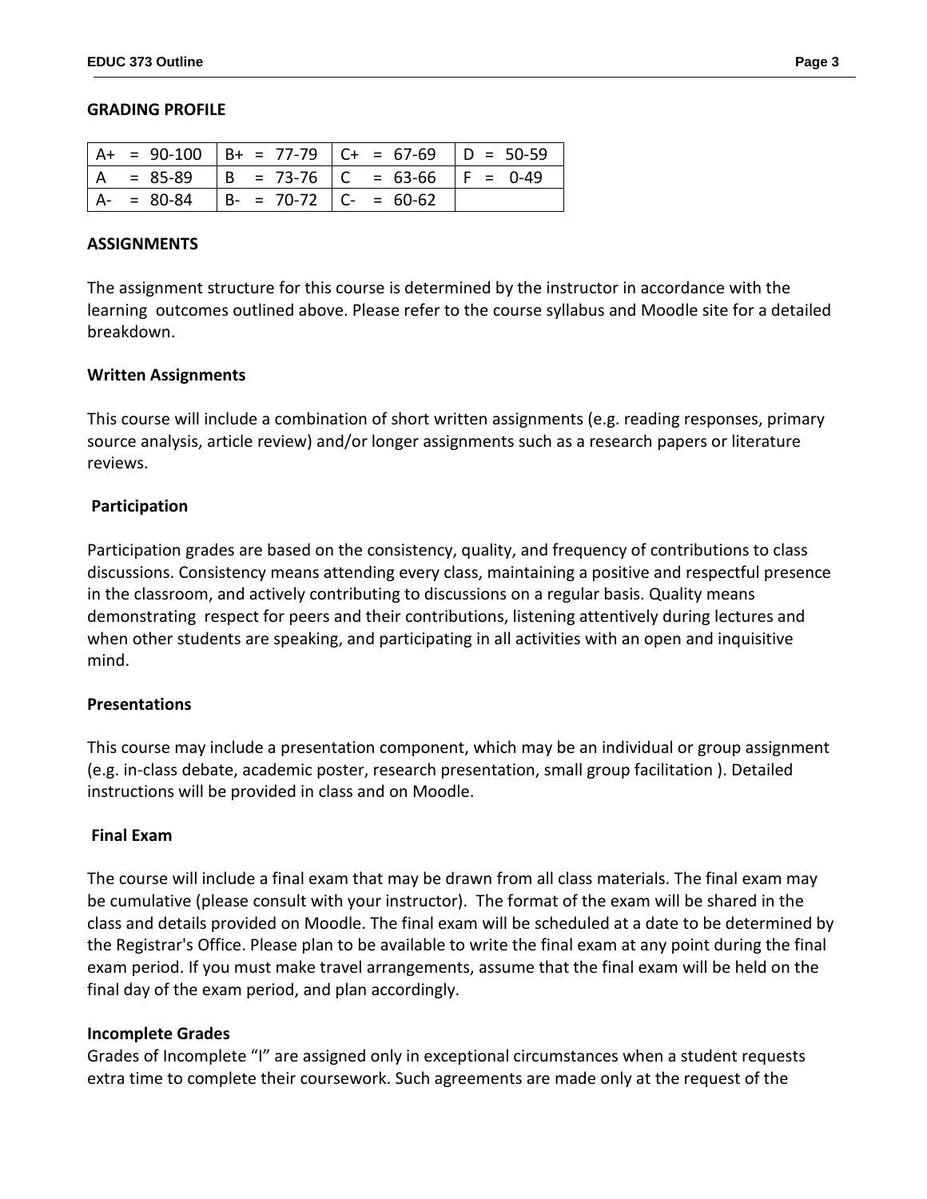## GRADING PROFILE

| A+ = 90-100 | B+ = 77-79 | C+ = 67-69 | D = 50-59 |
|---|---|---|---|
| A = 85-89 | B = 73-76 | C = 63-66 | F = 0-49 |
| A- = 80-84 | B- = 70-72 | C- = 60-62 | |

## ASSIGNMENTS

The assignment structure for this course is determined by the instructor in accordance with the learning outcomes outlined above. Please refer to the course syllabus and Moodle site for a detailed breakdown.

### Written Assignments

This course will include a combination of short written assignments (e.g. reading responses, primary source analysis, article review) and/or longer assignments such as a research papers or literature reviews.

### Participation

Participation grades are based on the consistency, quality, and frequency of contributions to class discussions. Consistency means attending every class, maintaining a positive and respectful presence in the classroom, and actively contributing to discussions on a regular basis. Quality means demonstrating respect for peers and their contributions, listening attentively during lectures and when other students are speaking, and participating in all activities with an open and inquisitive mind.

### Presentations

This course may include a presentation component, which may be an individual or group assignment (e.g. in-class debate, academic poster, research presentation, small group facilitation ). Detailed instructions will be provided in class and on Moodle.

### Final Exam

The course will include a final exam that may be drawn from all class materials. The final exam may be cumulative (please consult with your instructor). The format of the exam will be shared in the class and details provided on Moodle. The final exam will be scheduled at a date to be determined by the Registrar's Office. Please plan to be available to write the final exam at any point during the final exam period. If you must make travel arrangements, assume that the final exam will be held on the final day of the exam period, and plan accordingly.

### Incomplete Grades

Grades of Incomplete "I" are assigned only in exceptional circumstances when a student requests extra time to complete their coursework. Such agreements are made only at the request of the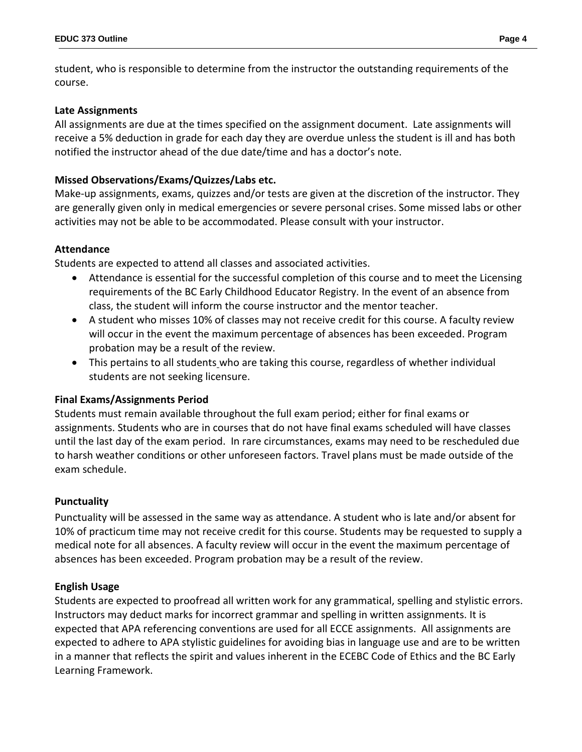student, who is responsible to determine from the instructor the outstanding requirements of the course.

**Late Assignments**

All assignments are due at the times specified on the assignment document. Late assignments will receive a 5% deduction in grade for each day they are overdue unless the student is ill and has both notified the instructor ahead of the due date/time and has a doctor's note.

**Missed Observations/Exams/Quizzes/Labs etc.**

Make-up assignments, exams, quizzes and/or tests are given at the discretion of the instructor. They are generally given only in medical emergencies or severe personal crises. Some missed labs or other activities may not be able to be accommodated. Please consult with your instructor.

**Attendance**

Students are expected to attend all classes and associated activities.

- Attendance is essential for the successful completion of this course and to meet the Licensing requirements of the BC Early Childhood Educator Registry. In the event of an absence from class, the student will inform the course instructor and the mentor teacher.
- A student who misses 10% of classes may not receive credit for this course. A faculty review will occur in the event the maximum percentage of absences has been exceeded. Program probation may be a result of the review.
- This pertains to all students who are taking this course, regardless of whether individual students are not seeking licensure.

**Final Exams/Assignments Period**

Students must remain available throughout the full exam period; either for final exams or assignments. Students who are in courses that do not have final exams scheduled will have classes until the last day of the exam period. In rare circumstances, exams may need to be rescheduled due to harsh weather conditions or other unforeseen factors. Travel plans must be made outside of the exam schedule.

**Punctuality**

Punctuality will be assessed in the same way as attendance. A student who is late and/or absent for 10% of practicum time may not receive credit for this course. Students may be requested to supply a medical note for all absences. A faculty review will occur in the event the maximum percentage of absences has been exceeded. Program probation may be a result of the review.

**English Usage**

Students are expected to proofread all written work for any grammatical, spelling and stylistic errors. Instructors may deduct marks for incorrect grammar and spelling in written assignments. It is expected that APA referencing conventions are used for all ECCE assignments. All assignments are expected to adhere to APA stylistic guidelines for avoiding bias in language use and are to be written in a manner that reflects the spirit and values inherent in the ECEBC Code of Ethics and the BC Early Learning Framework.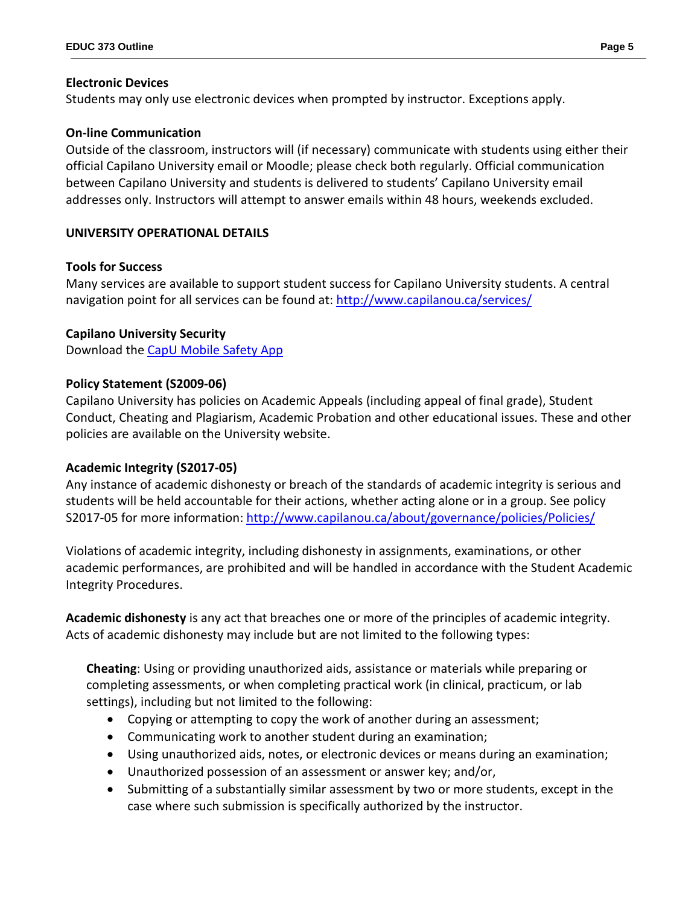**Electronic Devices**
Students may only use electronic devices when prompted by instructor. Exceptions apply.

**On-line Communication**
Outside of the classroom, instructors will (if necessary) communicate with students using either their official Capilano University email or Moodle; please check both regularly. Official communication between Capilano University and students is delivered to students' Capilano University email addresses only. Instructors will attempt to answer emails within 48 hours, weekends excluded.

**UNIVERSITY OPERATIONAL DETAILS**

**Tools for Success**
Many services are available to support student success for Capilano University students. A central navigation point for all services can be found at: [http://www.capilanou.ca/services/](http://www.capilanou.ca/services/)

**Capilano University Security**
Download the [CapU Mobile Safety App]()

**Policy Statement (S2009-06)**
Capilano University has policies on Academic Appeals (including appeal of final grade), Student Conduct, Cheating and Plagiarism, Academic Probation and other educational issues. These and other policies are available on the University website.

**Academic Integrity (S2017-05)**
Any instance of academic dishonesty or breach of the standards of academic integrity is serious and students will be held accountable for their actions, whether acting alone or in a group. See policy S2017-05 for more information: [http://www.capilanou.ca/about/governance/policies/Policies/](http://www.capilanou.ca/about/governance/policies/Policies/)

Violations of academic integrity, including dishonesty in assignments, examinations, or other academic performances, are prohibited and will be handled in accordance with the Student Academic Integrity Procedures.

**Academic dishonesty** is any act that breaches one or more of the principles of academic integrity. Acts of academic dishonesty may include but are not limited to the following types:

**Cheating**: Using or providing unauthorized aids, assistance or materials while preparing or completing assessments, or when completing practical work (in clinical, practicum, or lab settings), including but not limited to the following:

- Copying or attempting to copy the work of another during an assessment;
- Communicating work to another student during an examination;
- Using unauthorized aids, notes, or electronic devices or means during an examination;
- Unauthorized possession of an assessment or answer key; and/or,
- Submitting of a substantially similar assessment by two or more students, except in the case where such submission is specifically authorized by the instructor.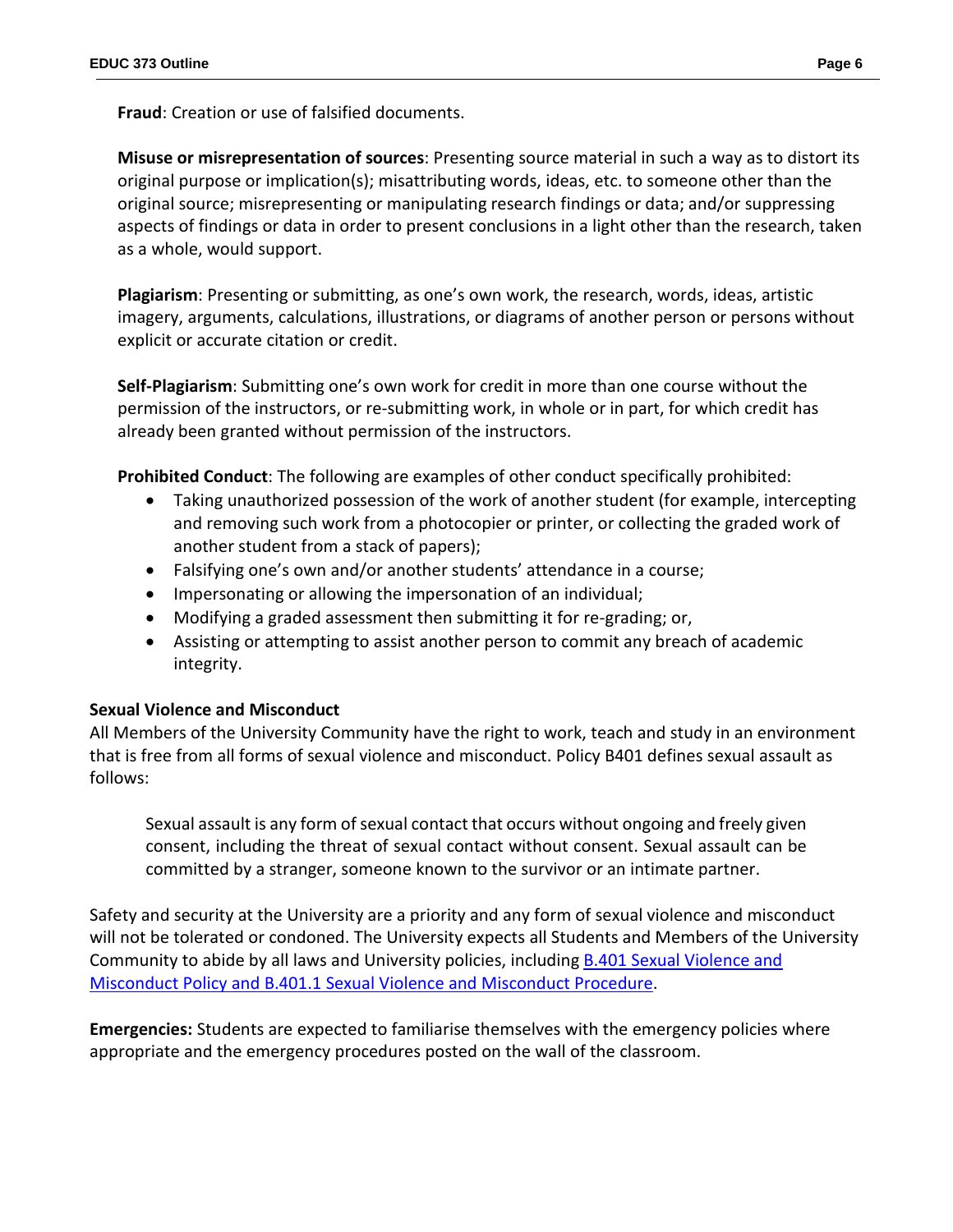**Fraud**: Creation or use of falsified documents.

**Misuse or misrepresentation of sources**: Presenting source material in such a way as to distort its original purpose or implication(s); misattributing words, ideas, etc. to someone other than the original source; misrepresenting or manipulating research findings or data; and/or suppressing aspects of findings or data in order to present conclusions in a light other than the research, taken as a whole, would support.

**Plagiarism**: Presenting or submitting, as one's own work, the research, words, ideas, artistic imagery, arguments, calculations, illustrations, or diagrams of another person or persons without explicit or accurate citation or credit.

**Self-Plagiarism**: Submitting one's own work for credit in more than one course without the permission of the instructors, or re-submitting work, in whole or in part, for which credit has already been granted without permission of the instructors.

**Prohibited Conduct**: The following are examples of other conduct specifically prohibited:

- Taking unauthorized possession of the work of another student (for example, intercepting and removing such work from a photocopier or printer, or collecting the graded work of another student from a stack of papers);
- Falsifying one's own and/or another students' attendance in a course;
- Impersonating or allowing the impersonation of an individual;
- Modifying a graded assessment then submitting it for re-grading; or,
- Assisting or attempting to assist another person to commit any breach of academic integrity.

**Sexual Violence and Misconduct**

All Members of the University Community have the right to work, teach and study in an environment that is free from all forms of sexual violence and misconduct. Policy B401 defines sexual assault as follows:

> Sexual assault is any form of sexual contact that occurs without ongoing and freely given consent, including the threat of sexual contact without consent. Sexual assault can be committed by a stranger, someone known to the survivor or an intimate partner.

Safety and security at the University are a priority and any form of sexual violence and misconduct will not be tolerated or condoned. The University expects all Students and Members of the University Community to abide by all laws and University policies, including B.401 Sexual Violence and Misconduct Policy and B.401.1 Sexual Violence and Misconduct Procedure.

**Emergencies:** Students are expected to familiarise themselves with the emergency policies where appropriate and the emergency procedures posted on the wall of the classroom.